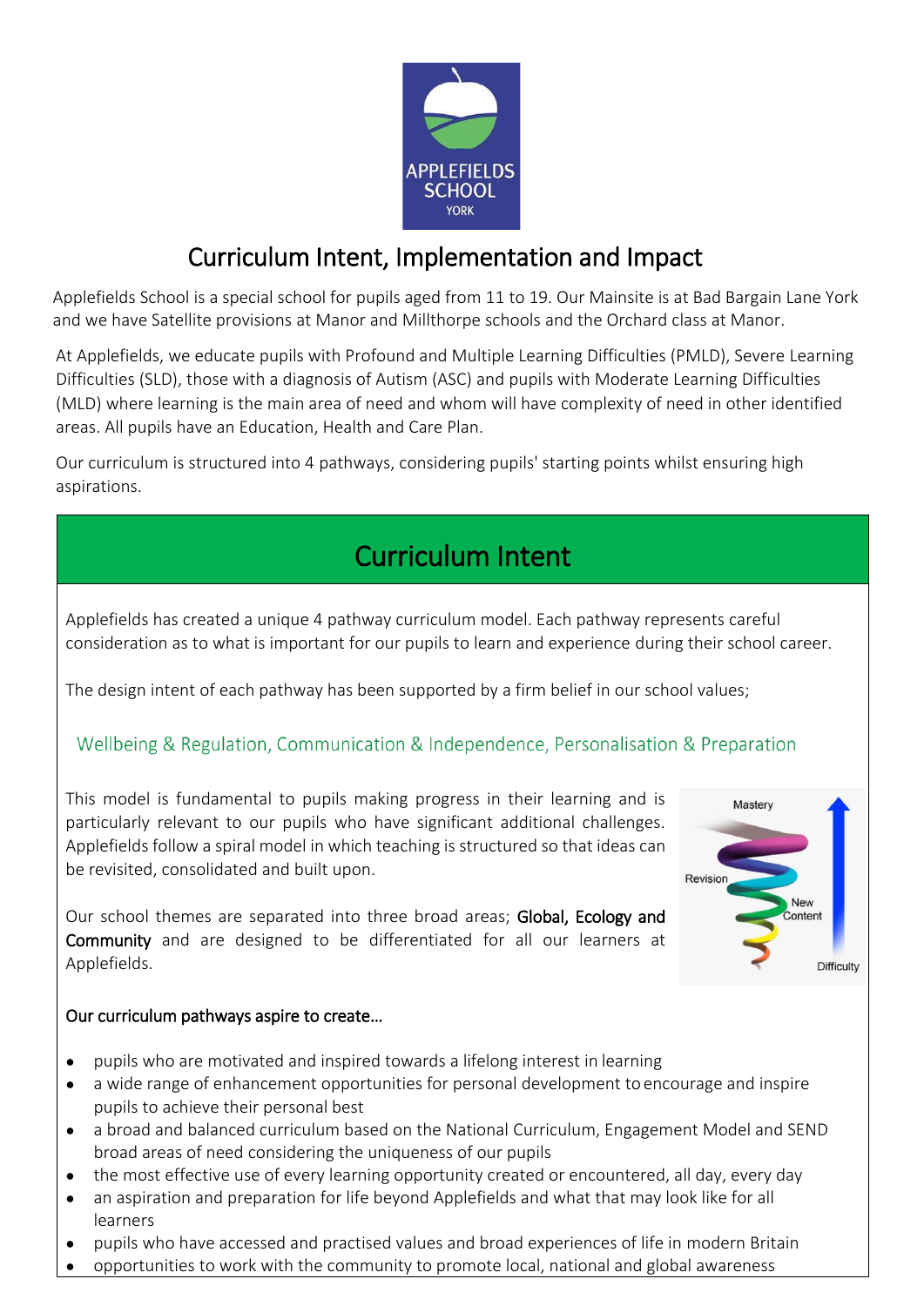APPLEFIELDS SCHOOL YORK

# Curriculum Intent, Implementation and Impact

Applefields School is a special school for pupils aged from 11 to 19. Our Mainsite is at Bad Bargain Lane York and we have Satellite provisions at Manor and Millthorpe schools and the Orchard class at Manor.

At Applefields, we educate pupils with Profound and Multiple Learning Difficulties (PMLD), Severe Learning Difficulties (SLD), those with a diagnosis of Autism (ASC) and pupils with Moderate Learning Difficulties (MLD) where learning is the main area of need and whom will have complexity of need in other identified areas. All pupils have an Education, Health and Care Plan.

Our curriculum is structured into 4 pathways, considering pupils' starting points whilst ensuring high aspirations.

## Curriculum Intent

Applefields has created a unique 4 pathway curriculum model. Each pathway represents careful consideration as to what is important for our pupils to learn and experience during their school career.

The design intent of each pathway has been supported by a firm belief in our school values;

Wellbeing & Regulation, Communication & Independence, Personalisation & Preparation

This model is fundamental to pupils making progress in their learning and is particularly relevant to our pupils who have significant additional challenges. Applefields follow a spiral model in which teaching is structured so that ideas can be revisited, consolidated and built upon.

Mastery, Revision, New Content, Difficulty

Our school themes are separated into three broad areas; Global, Ecology and Community and are designed to be differentiated for all our learners at Applefields.

Our curriculum pathways aspire to create…

- pupils who are motivated and inspired towards a lifelong interest in learning
- a wide range of enhancement opportunities for personal development to encourage and inspire pupils to achieve their personal best
- a broad and balanced curriculum based on the National Curriculum, Engagement Model and SEND broad areas of need considering the uniqueness of our pupils
- the most effective use of every learning opportunity created or encountered, all day, every day
- an aspiration and preparation for life beyond Applefields and what that may look like for all learners
- pupils who have accessed and practised values and broad experiences of life in modern Britain
- opportunities to work with the community to promote local, national and global awareness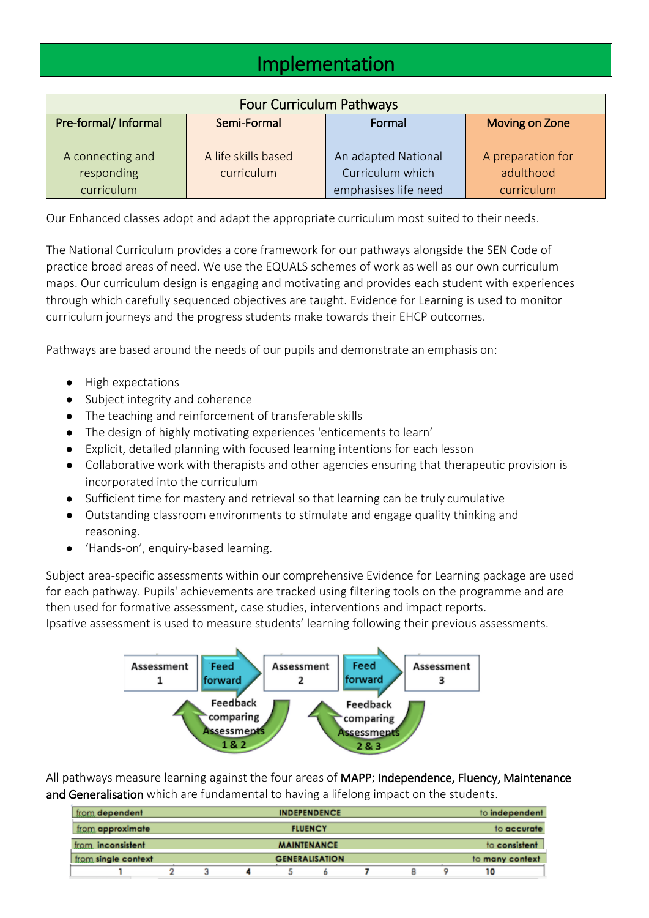# Implementation

| Four Curriculum Pathways | | | |
|---|---|---|---|
| Pre-formal/ Informal | Semi-Formal | Formal | Moving on Zone |
| A connecting and responding curriculum | A life skills based curriculum | An adapted National Curriculum which emphasises life need | A preparation for adulthood curriculum |

Our Enhanced classes adopt and adapt the appropriate curriculum most suited to their needs.

The National Curriculum provides a core framework for our pathways alongside the SEN Code of practice broad areas of need. We use the EQUALS schemes of work as well as our own curriculum maps. Our curriculum design is engaging and motivating and provides each student with experiences through which carefully sequenced objectives are taught. Evidence for Learning is used to monitor curriculum journeys and the progress students make towards their EHCP outcomes.

Pathways are based around the needs of our pupils and demonstrate an emphasis on:

- High expectations
- Subject integrity and coherence
- The teaching and reinforcement of transferable skills
- The design of highly motivating experiences 'enticements to learn'
- Explicit, detailed planning with focused learning intentions for each lesson
- Collaborative work with therapists and other agencies ensuring that therapeutic provision is incorporated into the curriculum
- Sufficient time for mastery and retrieval so that learning can be truly cumulative
- Outstanding classroom environments to stimulate and engage quality thinking and reasoning.
- 'Hands-on', enquiry-based learning.

Subject area-specific assessments within our comprehensive Evidence for Learning package are used for each pathway. Pupils' achievements are tracked using filtering tools on the programme and are then used for formative assessment, case studies, interventions and impact reports.
Ipsative assessment is used to measure students' learning following their previous assessments.

Assessment 1 → Feed forward → Assessment 2 → Feed forward → Assessment 3

Feedback comparing Assessments 1 & 2

Feedback comparing Assessments 2 & 3

All pathways measure learning against the four areas of MAPP; **Independence, Fluency, Maintenance and Generalisation** which are fundamental to having a lifelong impact on the students.

| from | | | | | | | to |
|---|---|---|---|---|---|---|---|
| from dependent | | | INDEPENDENCE | | | | to independent |
| from approximate | | | FLUENCY | | | | to accurate |
| from inconsistent | | | MAINTENANCE | | | | to consistent |
| from single context | | | GENERALISATION | | | | to many context |

1 2 3 4 5 6 7 8 9 10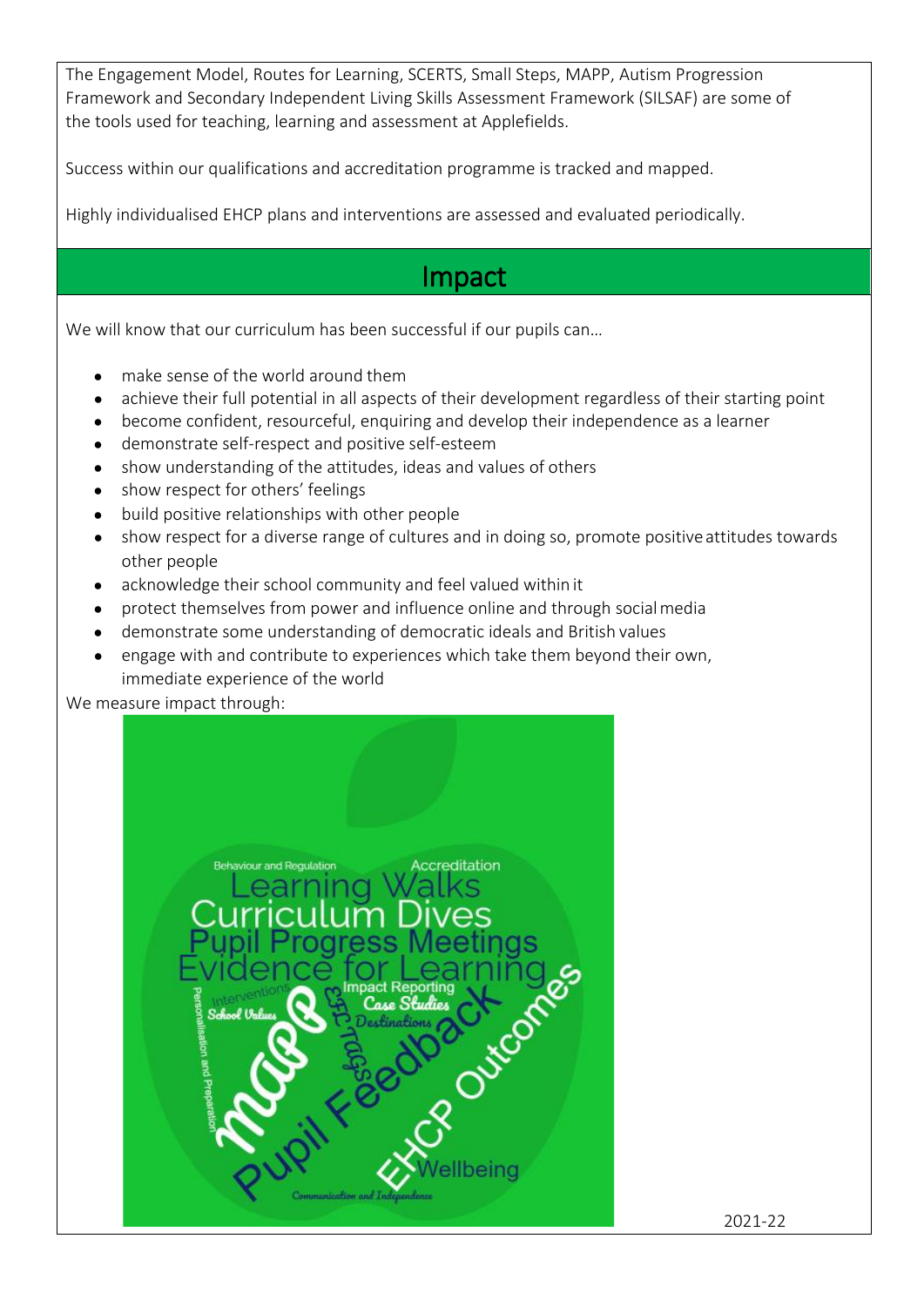The Engagement Model, Routes for Learning, SCERTS, Small Steps, MAPP, Autism Progression Framework and Secondary Independent Living Skills Assessment Framework (SILSAF) are some of the tools used for teaching, learning and assessment at Applefields.

Success within our qualifications and accreditation programme is tracked and mapped.

Highly individualised EHCP plans and interventions are assessed and evaluated periodically.

## Impact

We will know that our curriculum has been successful if our pupils can…

- make sense of the world around them
- achieve their full potential in all aspects of their development regardless of their starting point
- become confident, resourceful, enquiring and develop their independence as a learner
- demonstrate self-respect and positive self-esteem
- show understanding of the attitudes, ideas and values of others
- show respect for others' feelings
- build positive relationships with other people
- show respect for a diverse range of cultures and in doing so, promote positive attitudes towards other people
- acknowledge their school community and feel valued within it
- protect themselves from power and influence online and through social media
- demonstrate some understanding of democratic ideals and British values
- engage with and contribute to experiences which take them beyond their own, immediate experience of the world

We measure impact through:

Behaviour and Regulation
Accreditation
Learning Walks
Curriculum Dives
Pupil Progress Meetings
Evidence for Learning
Interventions
Impact Reporting
Case Studies
Destinations
School Values
Personalisation and Preparation
MAPP
SCERTS
Pupil Feedback
EHCP Outcomes
Wellbeing
Communication and Independence